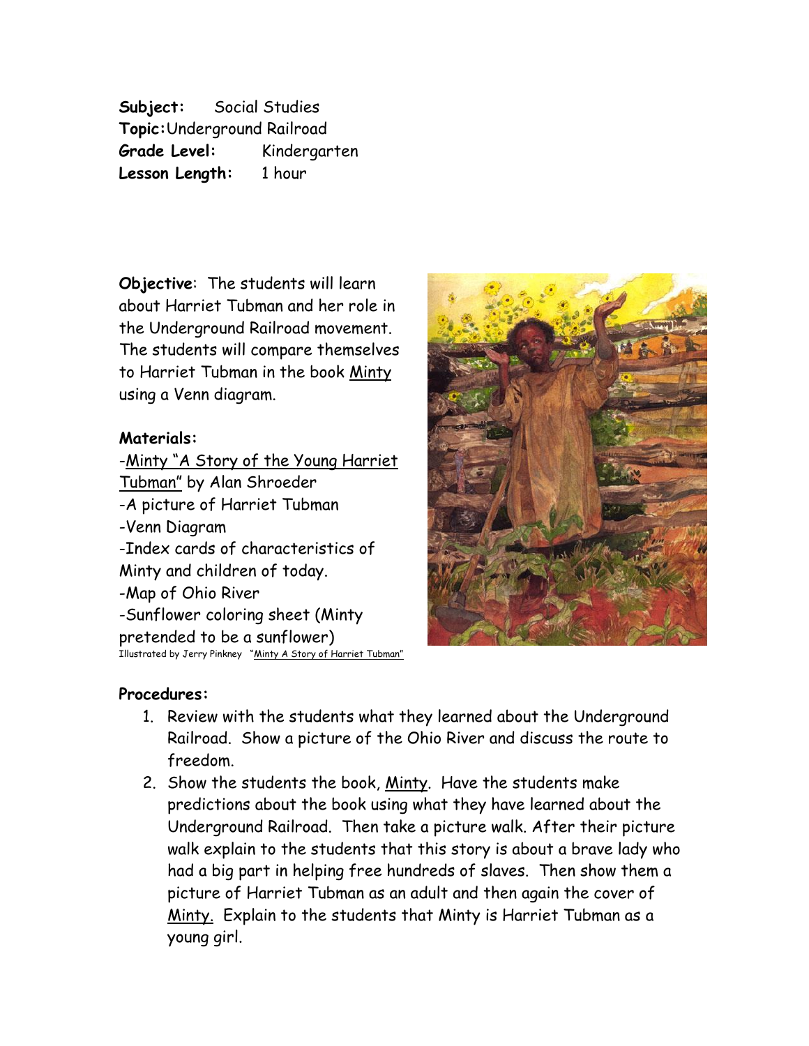**Subject:** Social Studies
**Topic:** Underground Railroad
**Grade Level:** Kindergarten
**Lesson Length:** 1 hour

**Objective**: The students will learn about Harriet Tubman and her role in the Underground Railroad movement. The students will compare themselves to Harriet Tubman in the book Minty using a Venn diagram.

**Materials:**

- Minty "A Story of the Young Harriet Tubman" by Alan Shroeder
- A picture of Harriet Tubman
- Venn Diagram
- Index cards of characteristics of Minty and children of today.
- Map of Ohio River
- Sunflower coloring sheet (Minty pretended to be a sunflower)

Illustrated by Jerry Pinkney "Minty A Story of Harriet Tubman"

**Procedures:**

1. Review with the students what they learned about the Underground Railroad. Show a picture of the Ohio River and discuss the route to freedom.
2. Show the students the book, Minty. Have the students make predictions about the book using what they have learned about the Underground Railroad. Then take a picture walk. After their picture walk explain to the students that this story is about a brave lady who had a big part in helping free hundreds of slaves. Then show them a picture of Harriet Tubman as an adult and then again the cover of Minty. Explain to the students that Minty is Harriet Tubman as a young girl.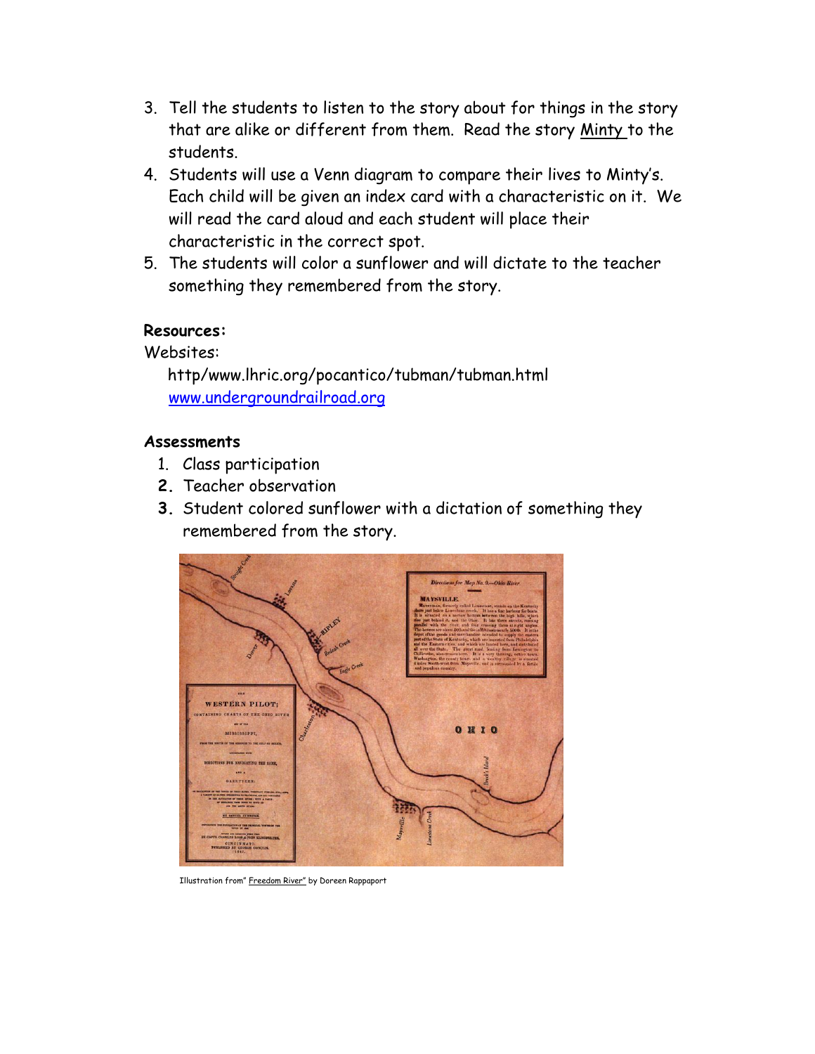3. Tell the students to listen to the story about for things in the story that are alike or different from them. Read the story Minty to the students.
4. Students will use a Venn diagram to compare their lives to Minty's. Each child will be given an index card with a characteristic on it. We will read the card aloud and each student will place their characteristic in the correct spot.
5. The students will color a sunflower and will dictate to the teacher something they remembered from the story.

**Resources:**

Websites:

http/www.lhric.org/pocantico/tubman/tubman.html
www.undergroundrailroad.org

**Assessments**

1. Class participation
2. Teacher observation
3. Student colored sunflower with a dictation of something they remembered from the story.

Illustration from" Freedom River" by Doreen Rappaport